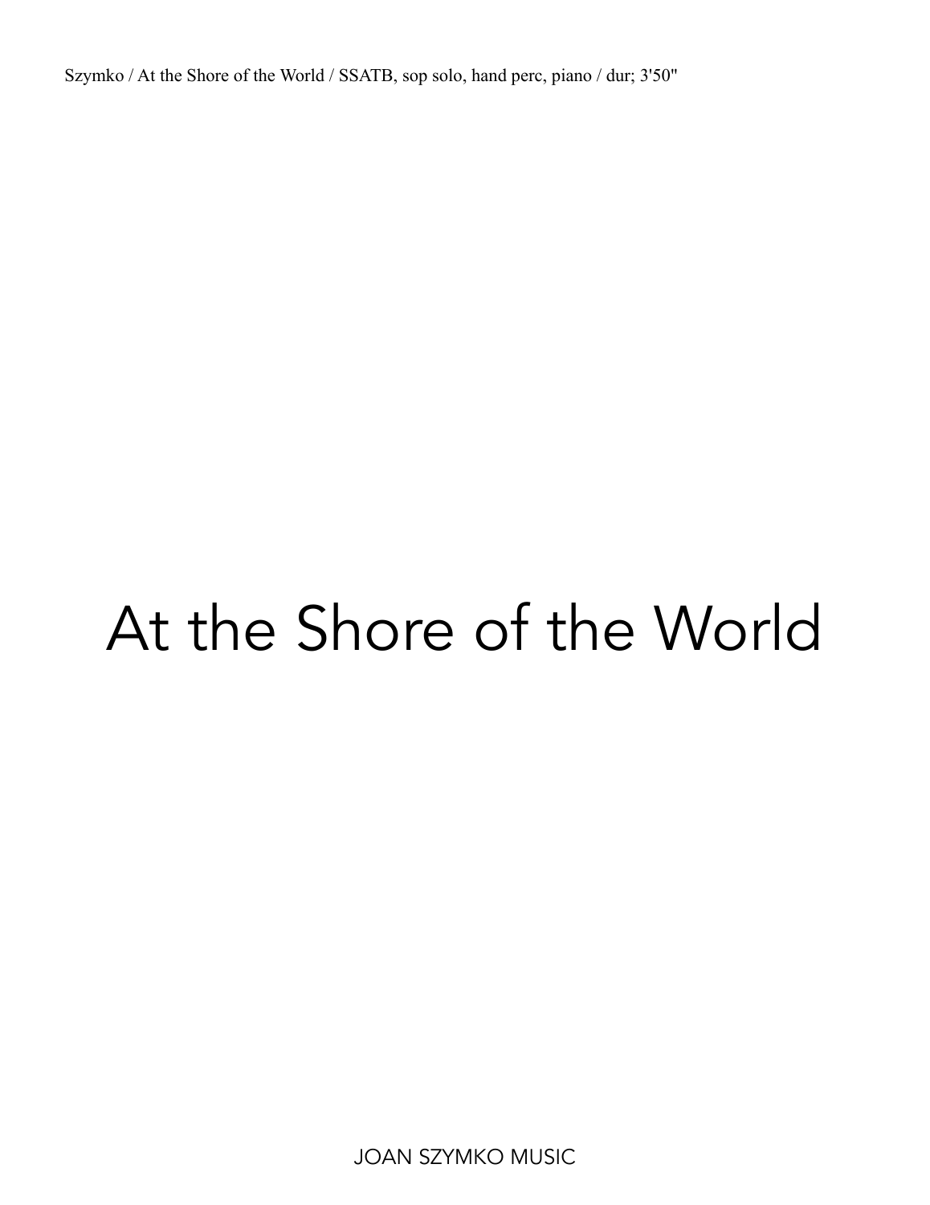Szymko / At the Shore of the World / SSATB, sop solo, hand perc, piano / dur; 3'50"

# At the Shore of the World

JOAN SZYMKO MUSIC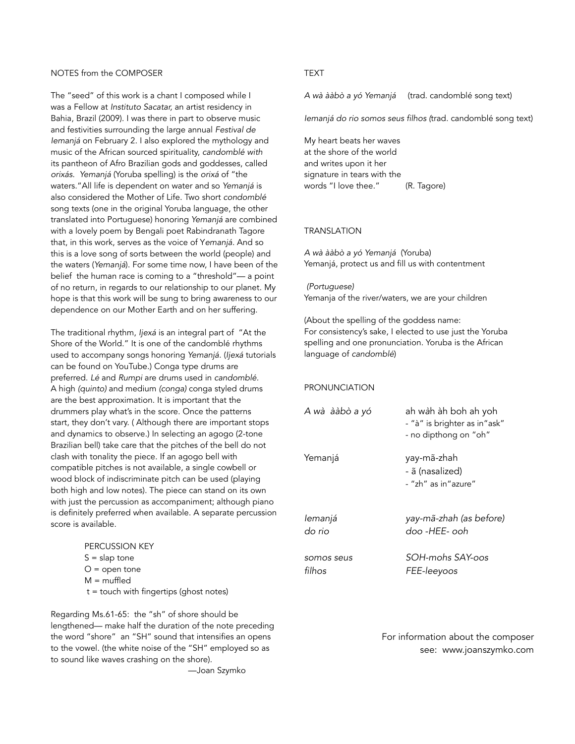## NOTES from the COMPOSER

The "seed" of this work is a chant I composed while I was a Fellow at *Instituto Sacatar,* an artist residency in Bahia, Brazil (2009). I was there in part to observe music and festivities surrounding the large annual *Festival de Iemanjá* on February 2. I also explored the mythology and music of the African sourced spirituality, *candomblé with* its pantheon of Afro Brazilian gods and goddesses, called *orixás. Yemanjá* (Yoruba spelling) is the *orixá* of "the waters."All life is dependent on water and so *Yemanjá* is also considered the Mother of Life. Two short *condomblé* song texts (one in the original Yoruba language, the other translated into Portuguese) honoring *Yemanjá* are combined with a lovely poem by Bengali poet Rabindranath Tagore that, in this work, serves as the voice of Y*emanjá*. And so this is a love song of sorts between the world (people) and the waters (*Yemanjá*). For some time now, I have been of the belief the human race is coming to a "threshold"— a point of no return, in regards to our relationship to our planet. My hope is that this work will be sung to bring awareness to our dependence on our Mother Earth and on her suffering.

The traditional rhythm, *Ijexá* is an integral part of "At the Shore of the World." It is one of the candomblé rhythms used to accompany songs honoring *Yemanjá*. (*Ijexá* tutorials can be found on YouTube.) Conga type drums are preferred. *Lé* and *Rumpi* are drums used in *candomblé*. A high *(quinto)* and medium *(conga)* conga styled drums are the best approximation. It is important that the drummers play what's in the score. Once the patterns start, they don't vary. ( Although there are important stops and dynamics to observe.) In selecting an agogo (2-tone Brazilian bell) take care that the pitches of the bell do not clash with tonality the piece. If an agogo bell with compatible pitches is not available, a single cowbell or wood block of indiscriminate pitch can be used (playing both high and low notes). The piece can stand on its own with just the percussion as accompaniment; although piano is definitely preferred when available. A separate percussion score is available.

PERCUSSION KEY
S = slap tone
O = open tone
M = muffled
t = touch with fingertips (ghost notes)

Regarding Ms.61-65: the "sh" of shore should be lengthened— make half the duration of the note preceding the word "shore" an "SH" sound that intensifies an opens to the vowel. (the white noise of the "SH" employed so as to sound like waves crashing on the shore).

—Joan Szymko

## TEXT

*A wà ààbò a yó Yemanjá* (trad. candomblé song text)

*Iemanjá do rio somos seus filhos (*trad. candomblé song text)

My heart beats her waves
at the shore of the world
and writes upon it her
signature in tears with the
words "I love thee." (R. Tagore)

## TRANSLATION

*A wà ààbò a yó Yemanjá* (Yoruba)
Yemanjá, protect us and fill us with contentment

*(Portuguese)*
Yemanja of the river/waters, we are your children

(About the spelling of the goddess name:
For consistency's sake, I elected to use just the Yoruba spelling and one pronunciation. Yoruba is the African language of *candomblé*)

## PRONUNCIATION

| | |
|---|---|
| *A wà ààbò a yó* | ah wàh àh boh ah yoh<br>- "à" is brighter as in"ask"<br>- no dipthong on "oh" |
| Yemanjá | yay-mã-zhah<br>- ã (nasalized)<br>- "zh" as in"azure" |
| *Iemanjá* | *yay-mã-zhah (as before)* |
| *do rio* | *doo -HEE- ooh* |
| *somos seus* | *SOH-mohs SAY-oos* |
| *filhos* | *FEE-leeyoos* |

For information about the composer see: www.joanszymko.com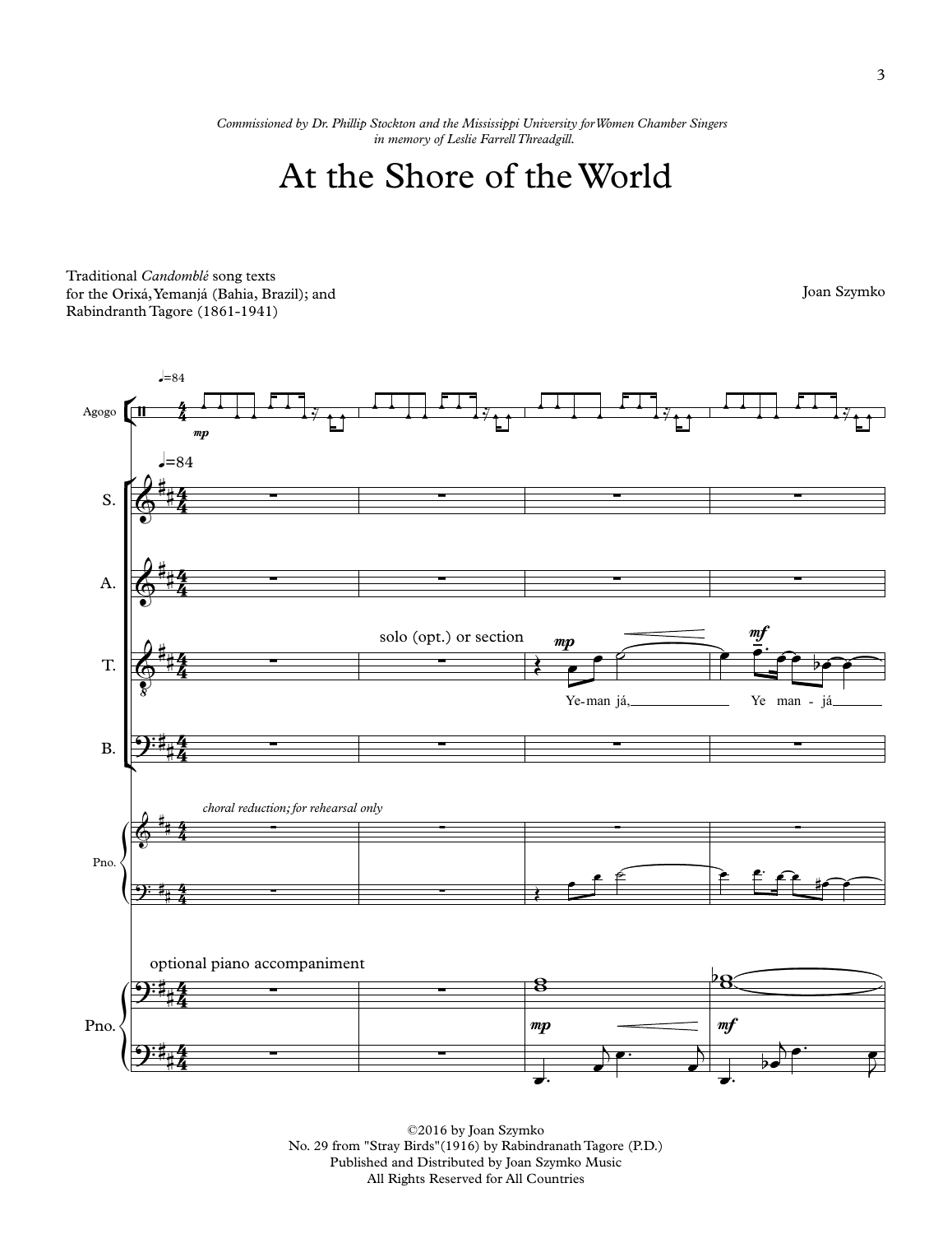*Commissioned by Dr. Phillip Stockton and the Mississippi University for Women Chamber Singers in memory of Leslie Farrell Threadgill.*

# At the Shore of the World

Traditional *Candomblé* song texts for the Orixá, Yemanjá (Bahia, Brazil); and Rabindranath Tagore (1861-1941)

Joan Szymko

©2016 by Joan Szymko
No. 29 from "Stray Birds"(1916) by Rabindranath Tagore (P.D.)
Published and Distributed by Joan Szymko Music
All Rights Reserved for All Countries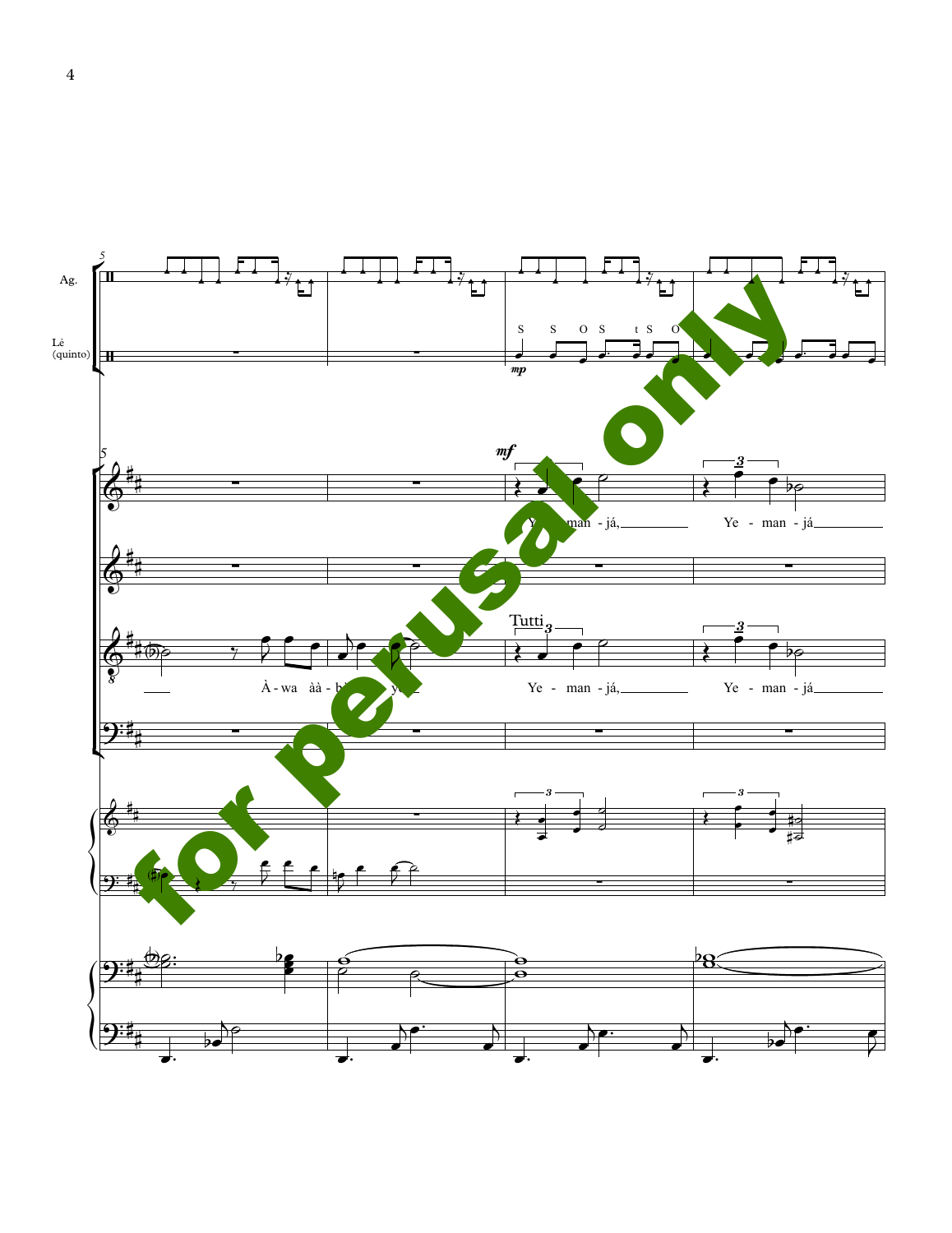Ag.

Lé (quinto)

S S O S t S O

*mp*

*mf*

Ye - man - já, Ye - man - já

À - wa àà - b

Tutti

Ye - man - já, Ye - man - já

for perusal only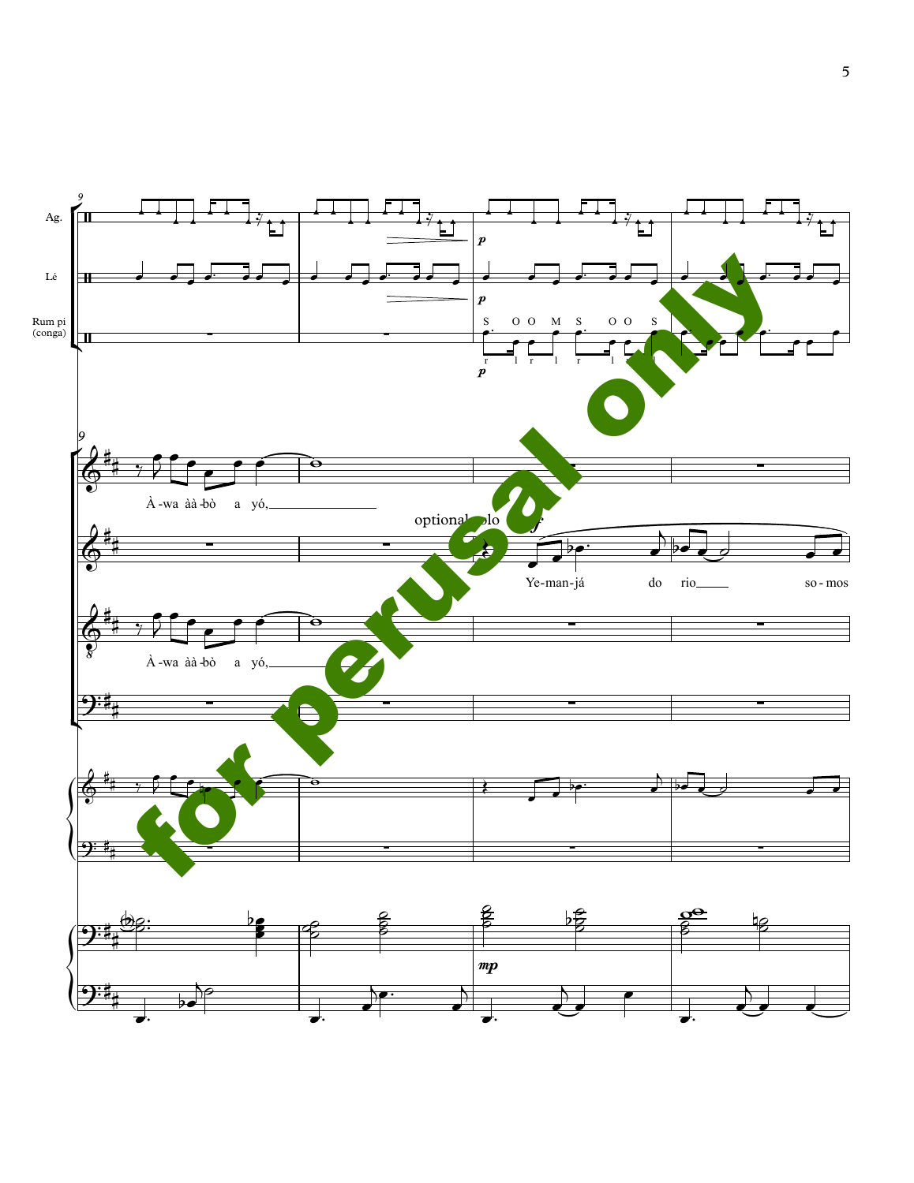Ag.

Lé

Rum pi (conga)

S O O M S O O S

r l r l r l

*p*

À -wa àà -bò a yó,

optional solo

*f*

Ye-man-já do rio so - mos

À -wa àà -bò a yó,

*mp*

for perusal only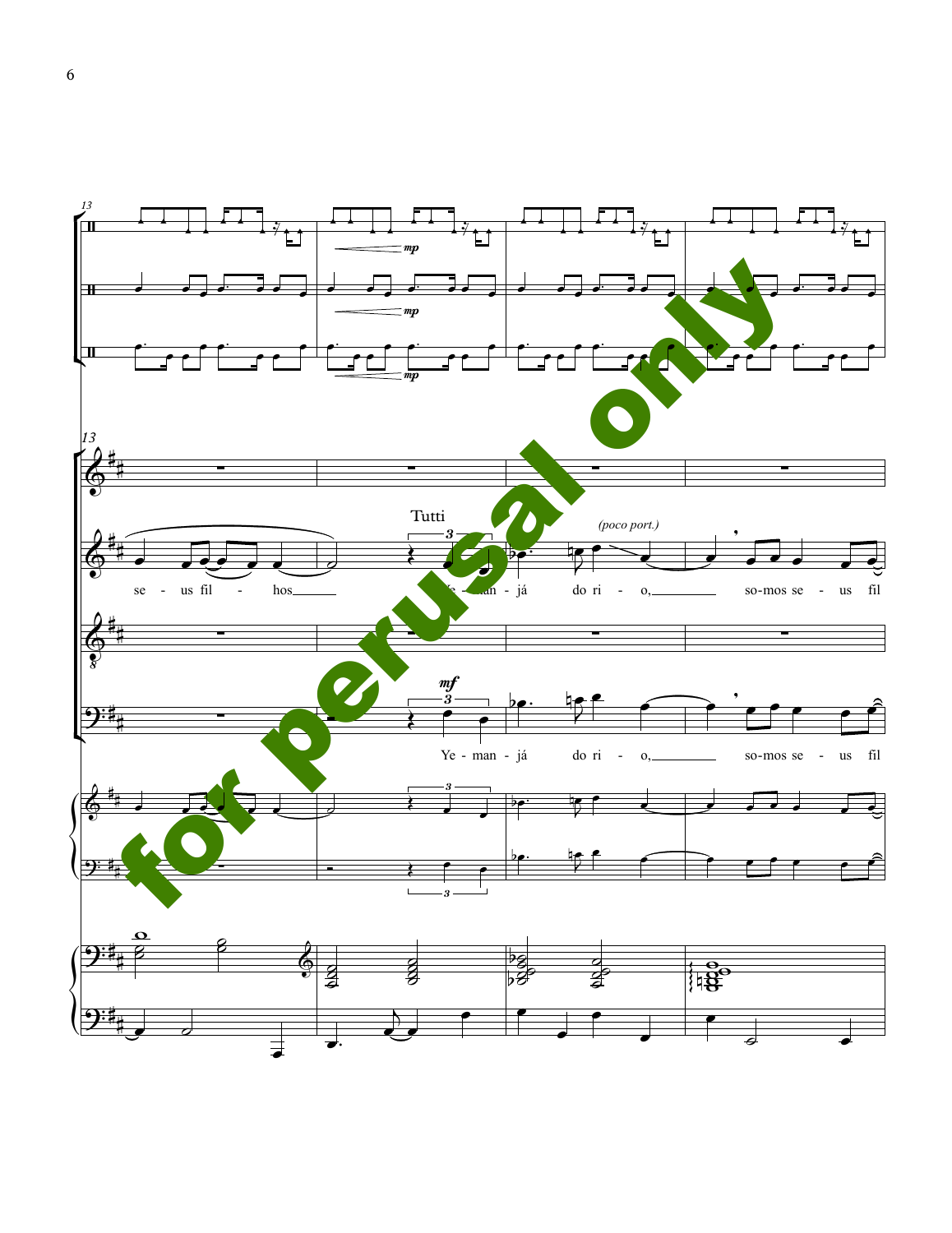13

*mp*

*mp*

*mp*

Tutti

*(poco port.)*

se - us fil - hos Ye - man - já do ri - o, so-mos se - us fil

*mf*

Ye - man - já do ri - o, so-mos se - us fil

for perusal only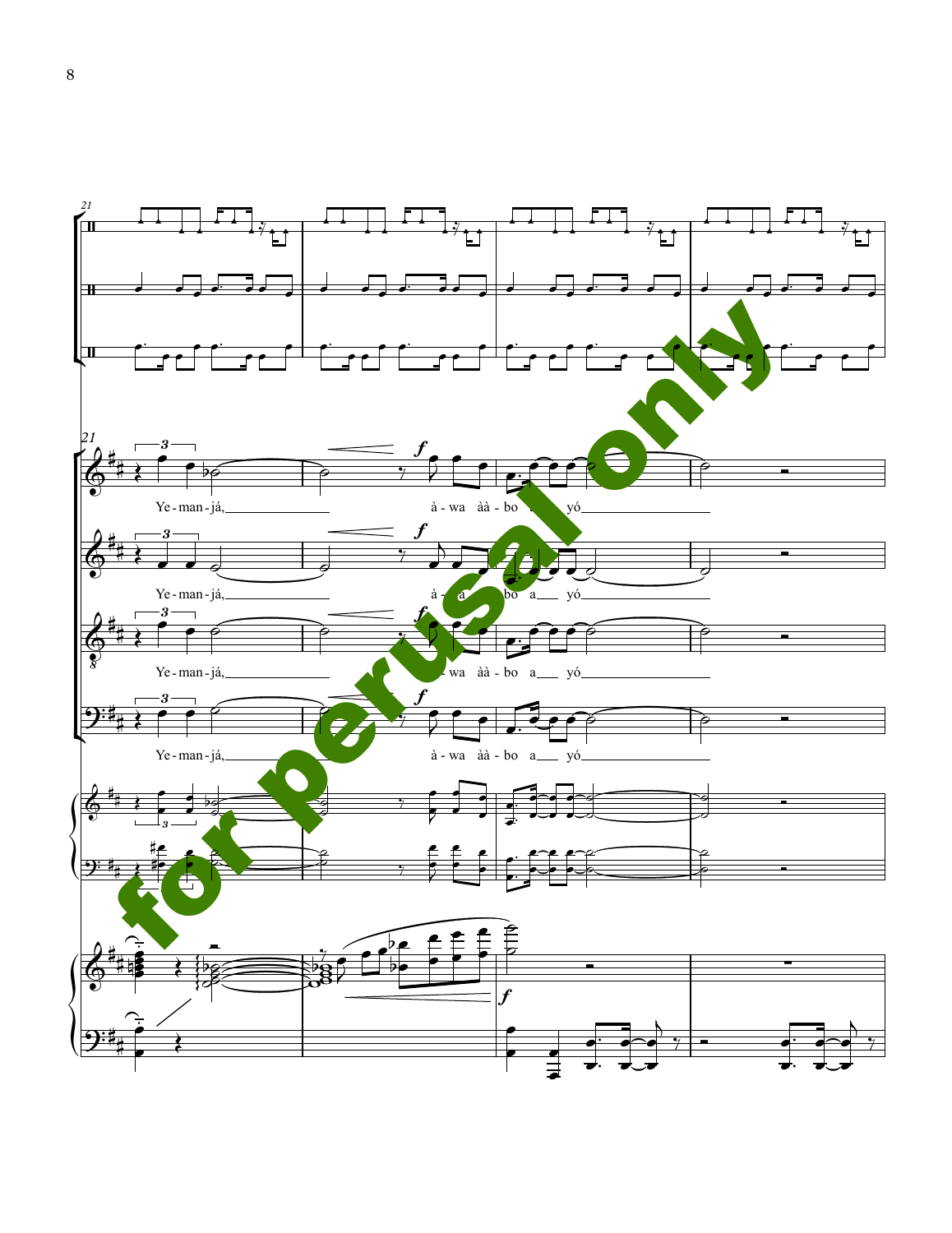Ye - man - já, à - wa àà - bo a yó

Ye - man - já, à - wa àà - bo a yó

Ye - man - já, à - wa àà - bo a yó

Ye - man - já, à - wa àà - bo a yó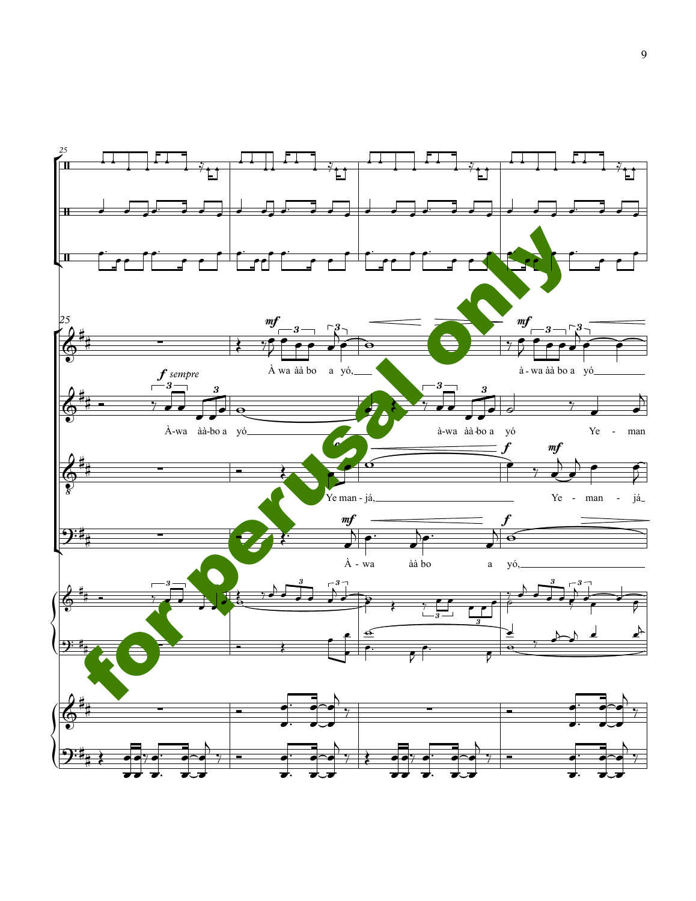*mf*

À wa àà bo a yó,

*mf*

à - wa àà bo a yó

*f sempre*

À-wa àà-bo a yó

à-wa àà-bo a yó Ye - man

*f* *mf*

Ye man - já, Ye - man - já

*mf* *f*

À - wa àà bo a yó,

for perusal only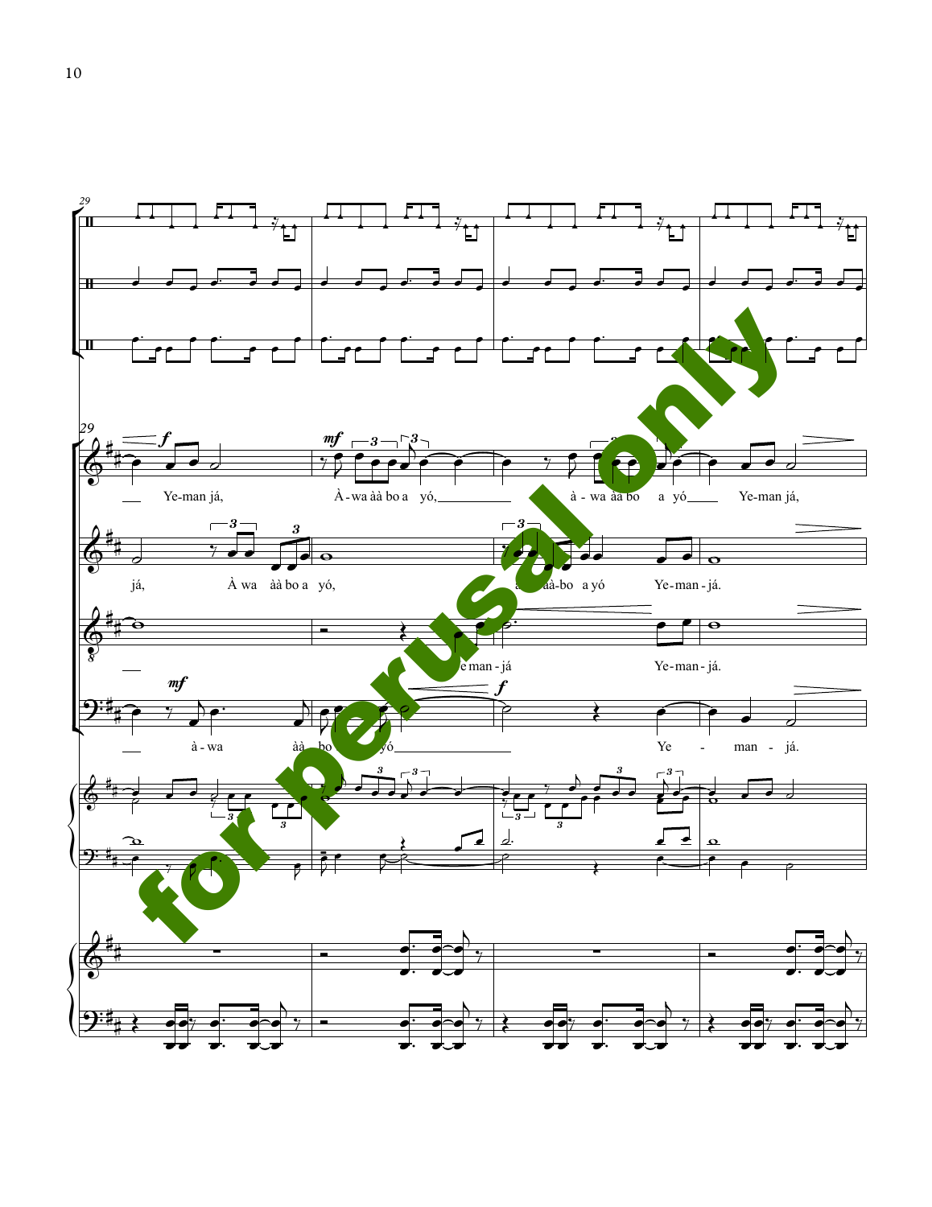29

*f*

Ye-man já,

*mf*

À-wa àà bo a yó,

à - wa àà bo a yó

Ye-man já,

já,

À wa àà bo a yó,

a àà-bo a yó

Ye-man - já.

Ye man - já

Ye-man - já.

*mf*

à - wa

àà bo

yó

*f*

Ye - man - já.

for perusal only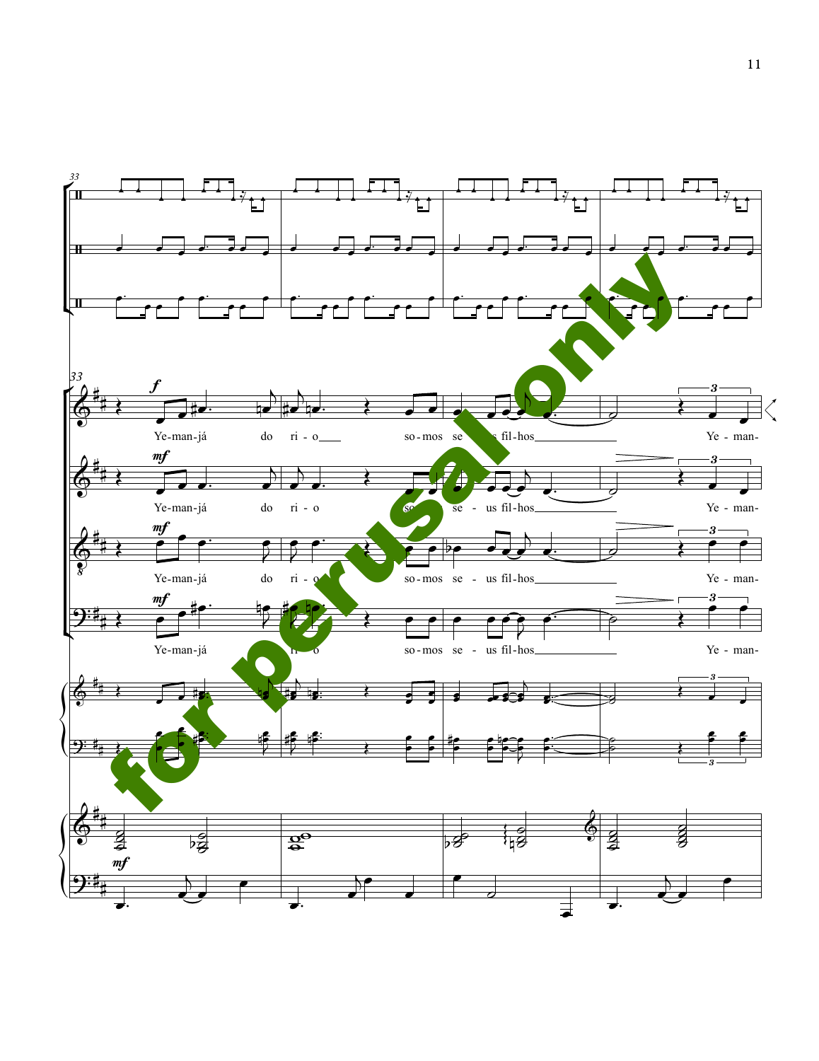Ye-man-já do ri - o so-mos se - us fil-hos Ye - man-

Ye-man-já do ri - o so-mos se - us fil-hos Ye - man-

Ye-man-já do ri - o so-mos se - us fil-hos Ye - man-

Ye-man-já do ri - o so-mos se - us fil-hos Ye - man-

for perusal only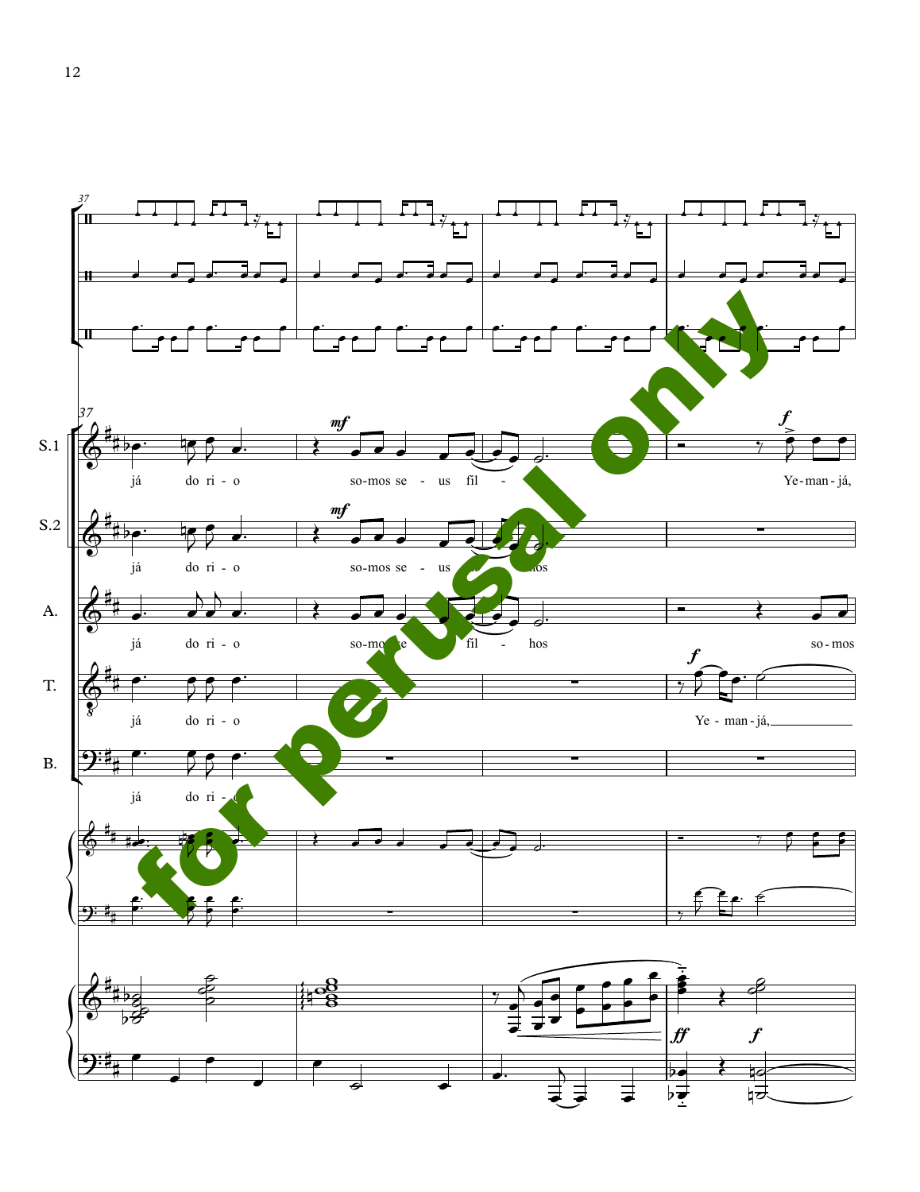37

S.1: já do ri - o | *mf* so-mos se - us fil - | - hos | *f* Ye - man - já,

S.2: já do ri - o | *mf* so-mos se - us fil - hos

A.: já do ri - o | so-mos se - us fil - hos | so - mos

T.: já do ri - o | *f* Ye - man - já,

B.: já do ri - o

for perusal only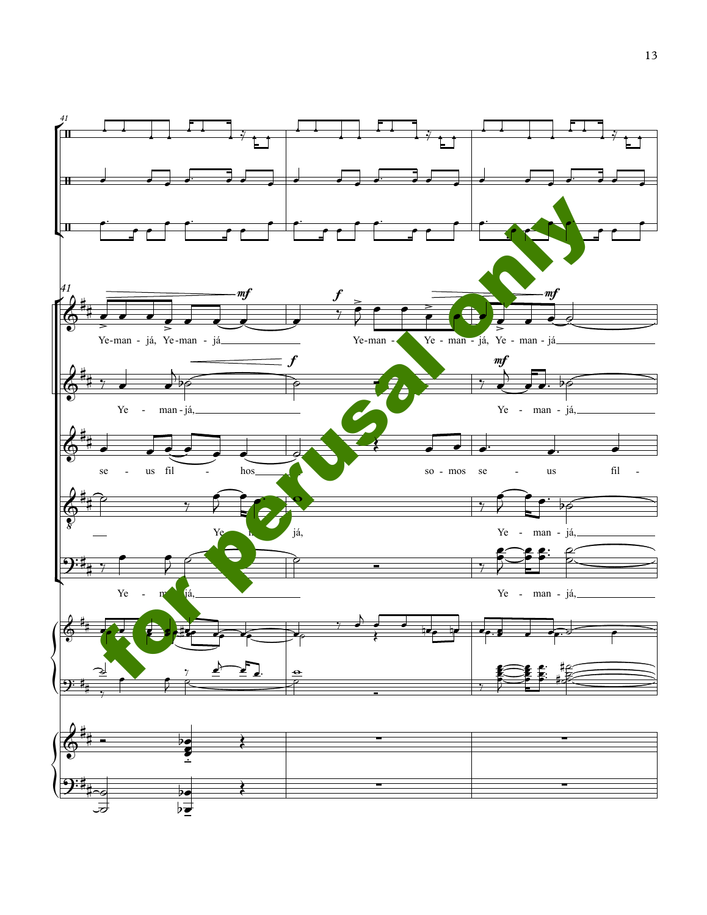for perusal only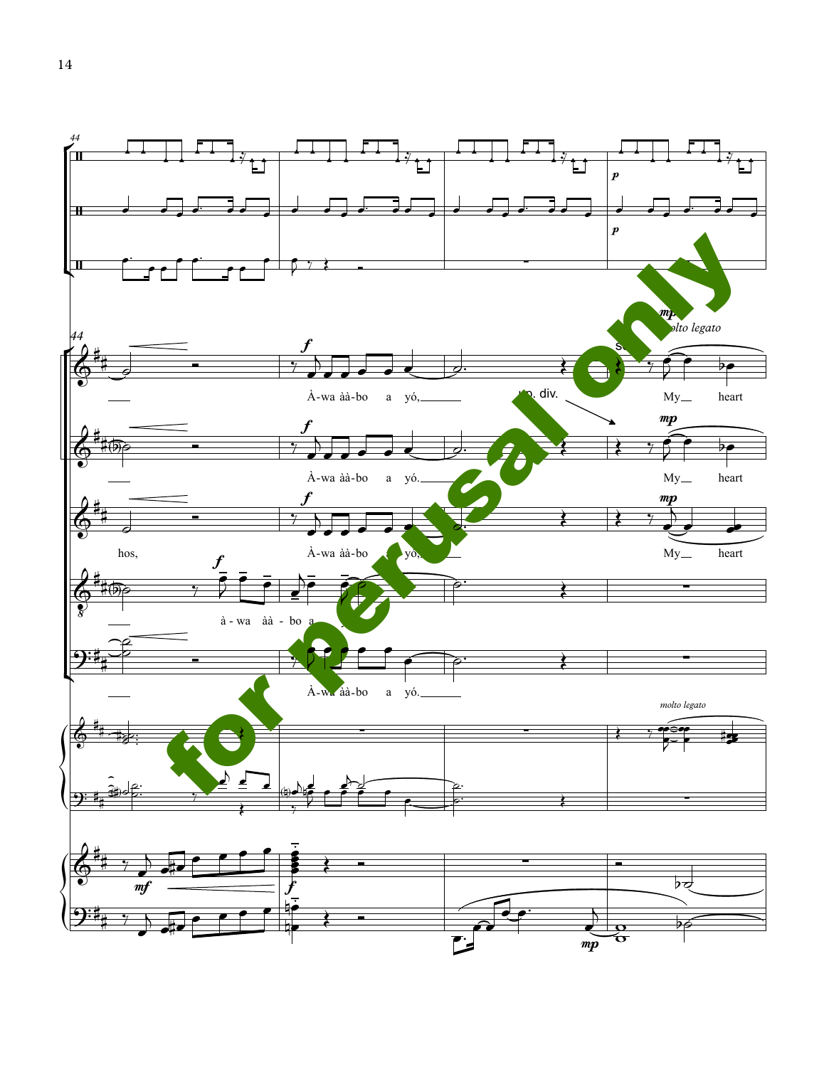44

*p*

*p*

44

*f*

À-wa àà-bo a yó,

*mp*

*molto legato*

S

p. div.

My heart

*f*

À-wa àà-bo a yó.

*mp*

My heart

hos,

*f*

À-wa àà-bo a yó,

*mp*

My heart

*f*

à - wa àà - bo a

À-wa àà-bo a yó.

*molto legato*

*mf*

*f*

*mp*

for perusal only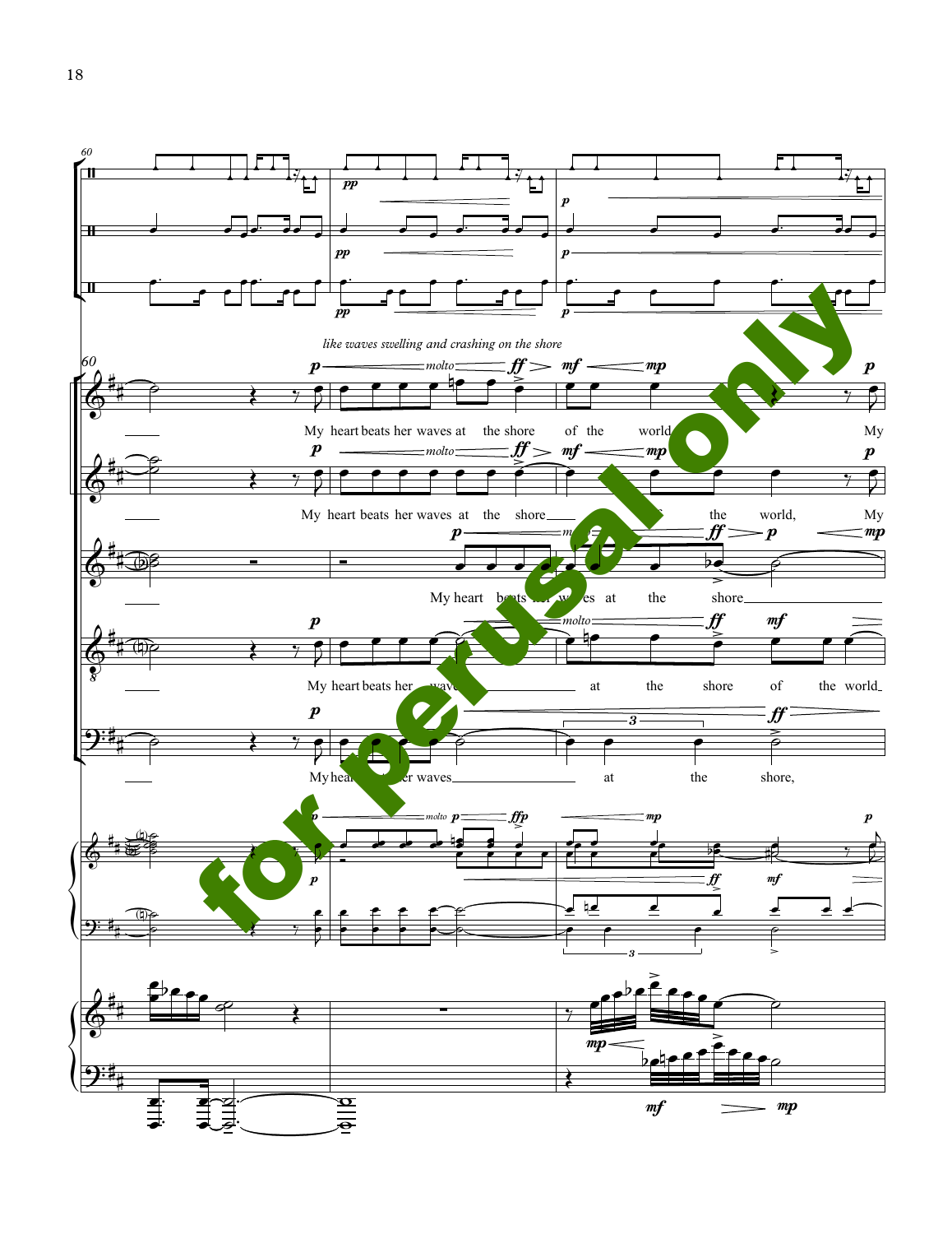*like waves swelling and crashing on the shore*

My heart beats her waves at the shore of the world My

My heart beats her waves at the shore the world, My

My heart beats her waves at the shore

My heart beats her waves at the shore of the world

My heart beats her waves at the shore,

for perusal only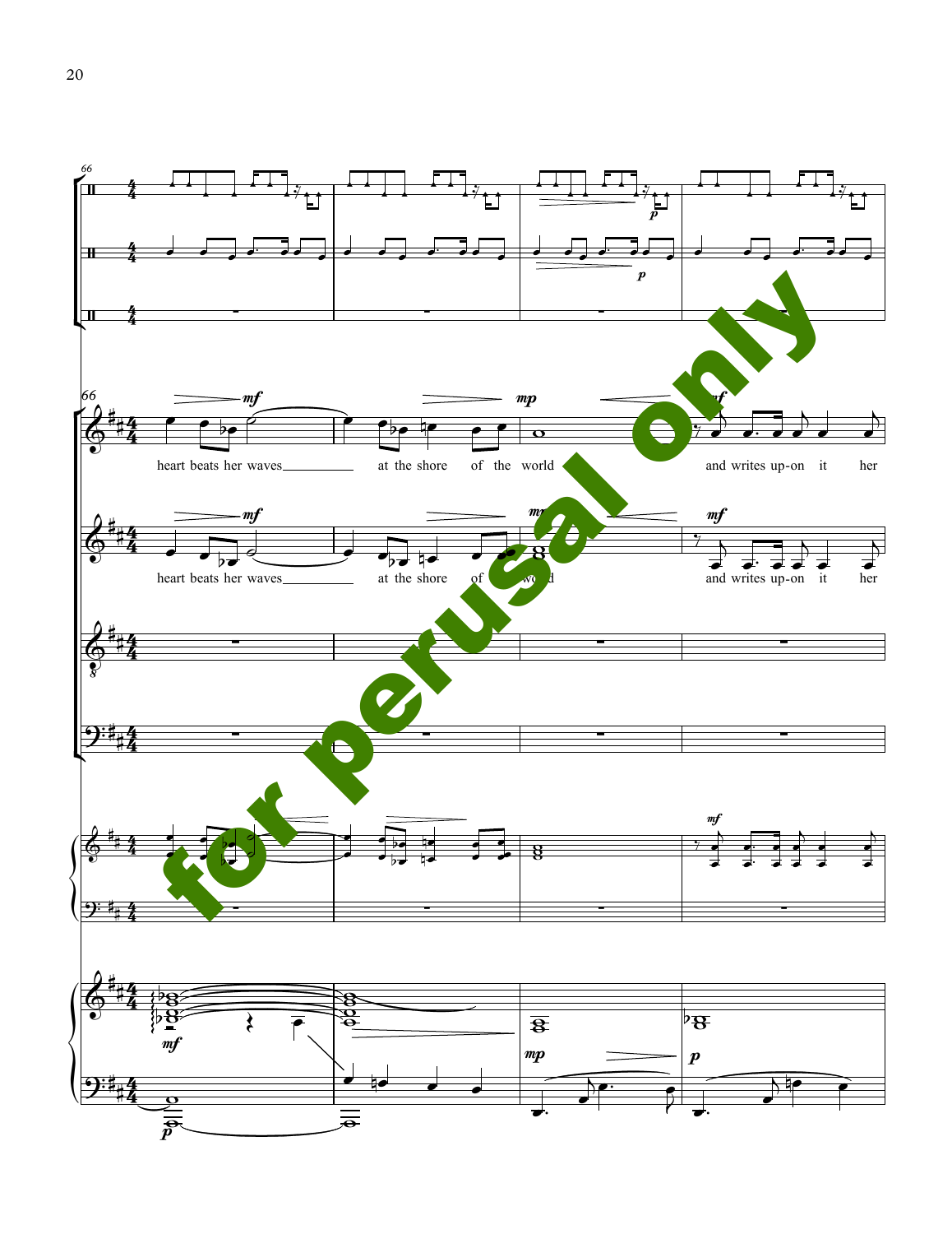heart beats her waves at the shore of the world and writes up-on it her

heart beats her waves at the shore of the world and writes up-on it her

for perusal only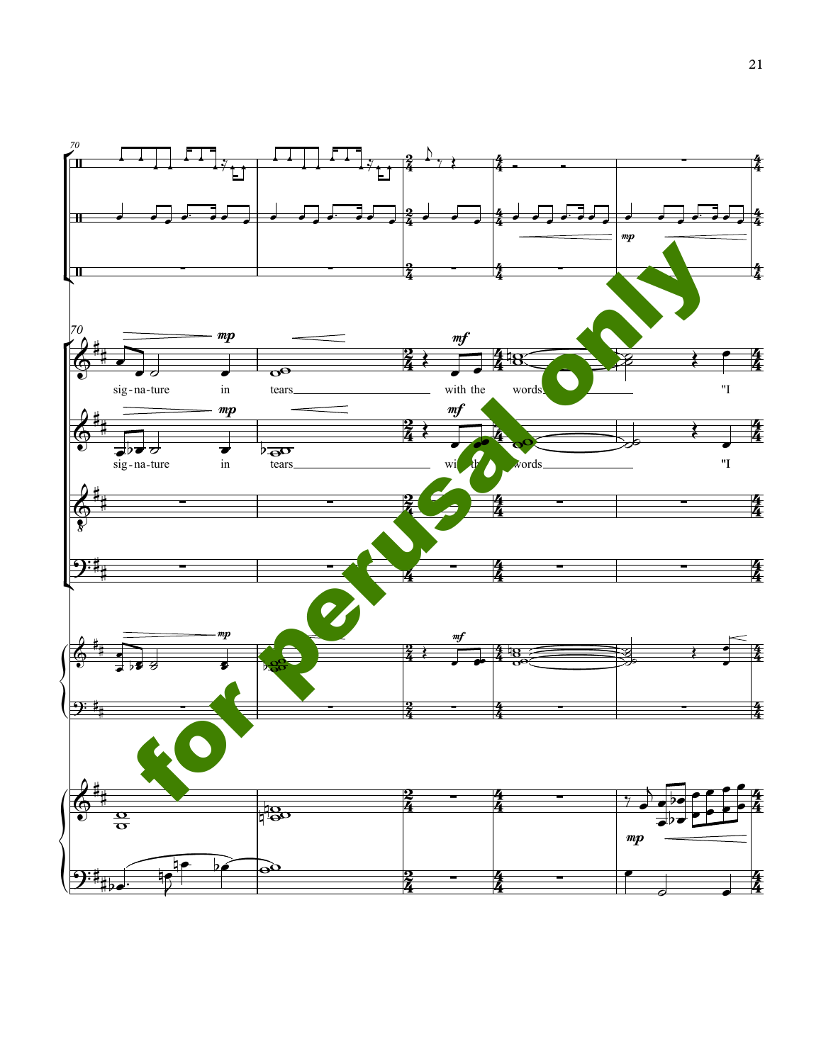70

70

mp

mf

sig-na-ture in tears with the words "I

sig-na-ture in tears with the words "I

mp

mf

mp

for perusal only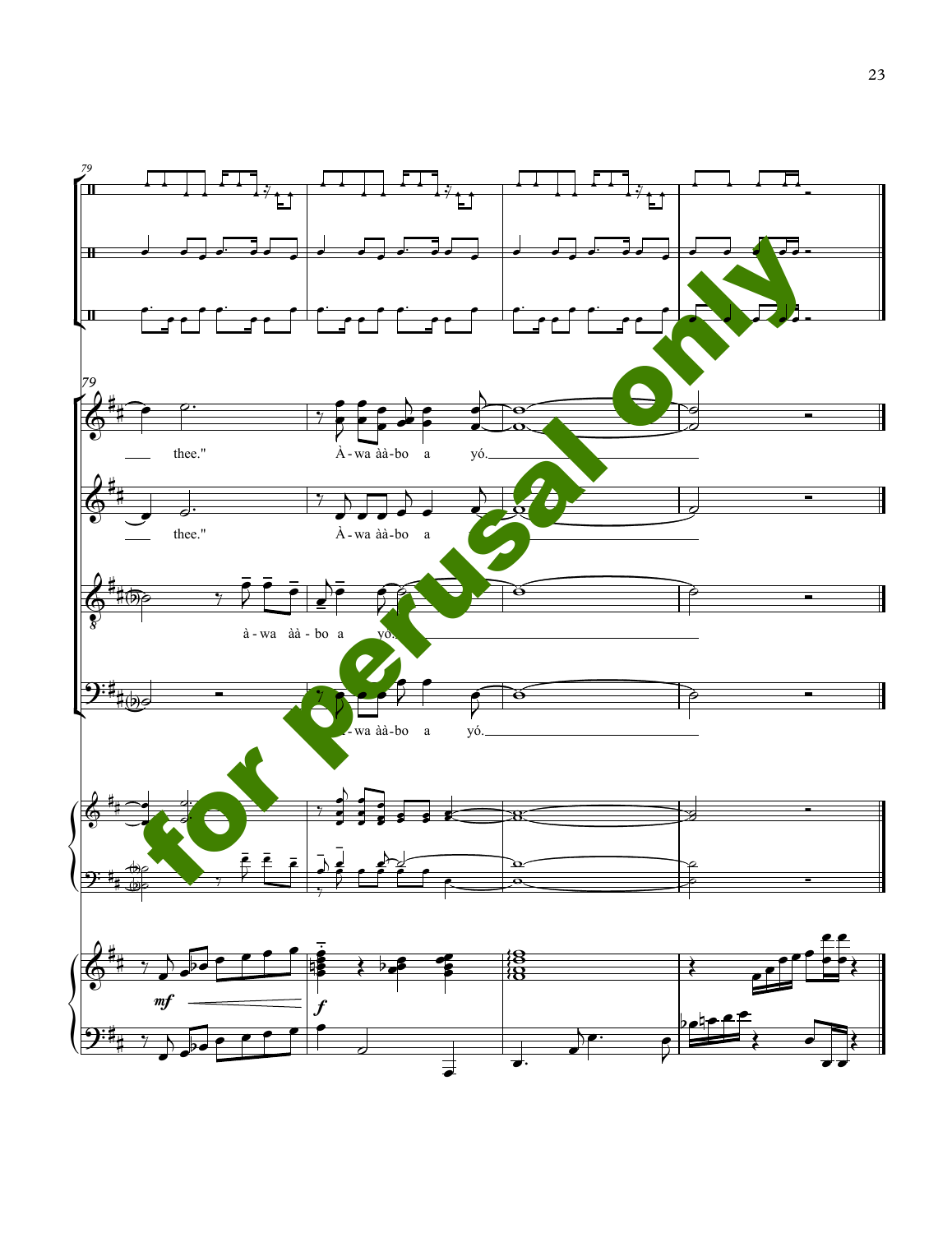79

thee."

À - wa àà-bo a yó.

thee."

À - wa àà-bo a

à - wa àà - bo a yó.

- wa àà-bo a yó.

*mf*

*f*

for perusal only